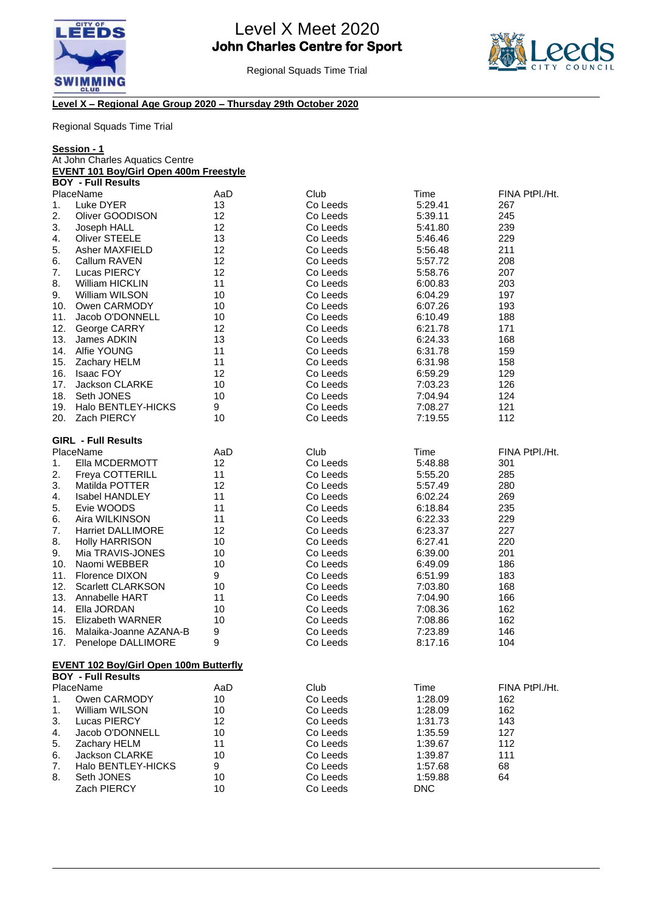# Level X Meet 2020

## John Charles Centre for Sport

Regional Squads Time Trial

**Level X – Regional Age Group 2020 – Thursday 29th October 2020**

Regional Squads Time Trial

**Session - 1**

At John Charles Aquatics Centre

**EVENT 101 Boy/Girl Open 400m Freestyle**

**BOY - Full Results**

| Place | Name | AaD | Club | Time | FINA Pt |
|---|---|---|---|---|---|
| 1. | Luke DYER | 13 | Co Leeds | 5:29.41 | 267 |
| 2. | Oliver GOODISON | 12 | Co Leeds | 5:39.11 | 245 |
| 3. | Joseph HALL | 12 | Co Leeds | 5:41.80 | 239 |
| 4. | Oliver STEELE | 13 | Co Leeds | 5:46.46 | 229 |
| 5. | Asher MAXFIELD | 12 | Co Leeds | 5:56.48 | 211 |
| 6. | Callum RAVEN | 12 | Co Leeds | 5:57.72 | 208 |
| 7. | Lucas PIERCY | 12 | Co Leeds | 5:58.76 | 207 |
| 8. | William HICKLIN | 11 | Co Leeds | 6:00.83 | 203 |
| 9. | William WILSON | 10 | Co Leeds | 6:04.29 | 197 |
| 10. | Owen CARMODY | 10 | Co Leeds | 6:07.26 | 193 |
| 11. | Jacob O'DONNELL | 10 | Co Leeds | 6:10.49 | 188 |
| 12. | George CARRY | 12 | Co Leeds | 6:21.78 | 171 |
| 13. | James ADKIN | 13 | Co Leeds | 6:24.33 | 168 |
| 14. | Alfie YOUNG | 11 | Co Leeds | 6:31.78 | 159 |
| 15. | Zachary HELM | 11 | Co Leeds | 6:31.98 | 158 |
| 16. | Isaac FOY | 12 | Co Leeds | 6:59.29 | 129 |
| 17. | Jackson CLARKE | 10 | Co Leeds | 7:03.23 | 126 |
| 18. | Seth JONES | 10 | Co Leeds | 7:04.94 | 124 |
| 19. | Halo BENTLEY-HICKS | 9 | Co Leeds | 7:08.27 | 121 |
| 20. | Zach PIERCY | 10 | Co Leeds | 7:19.55 | 112 |

**GIRL - Full Results**

| Place | Name | AaD | Club | Time | FINA Pt |
|---|---|---|---|---|---|
| 1. | Ella MCDERMOTT | 12 | Co Leeds | 5:48.88 | 301 |
| 2. | Freya COTTERILL | 11 | Co Leeds | 5:55.20 | 285 |
| 3. | Matilda POTTER | 12 | Co Leeds | 5:57.49 | 280 |
| 4. | Isabel HANDLEY | 11 | Co Leeds | 6:02.24 | 269 |
| 5. | Evie WOODS | 11 | Co Leeds | 6:18.84 | 235 |
| 6. | Aira WILKINSON | 11 | Co Leeds | 6:22.33 | 229 |
| 7. | Harriet DALLIMORE | 12 | Co Leeds | 6:23.37 | 227 |
| 8. | Holly HARRISON | 10 | Co Leeds | 6:27.41 | 220 |
| 9. | Mia TRAVIS-JONES | 10 | Co Leeds | 6:39.00 | 201 |
| 10. | Naomi WEBBER | 10 | Co Leeds | 6:49.09 | 186 |
| 11. | Florence DIXON | 9 | Co Leeds | 6:51.99 | 183 |
| 12. | Scarlett CLARKSON | 10 | Co Leeds | 7:03.80 | 168 |
| 13. | Annabelle HART | 11 | Co Leeds | 7:04.90 | 166 |
| 14. | Ella JORDAN | 10 | Co Leeds | 7:08.36 | 162 |
| 15. | Elizabeth WARNER | 10 | Co Leeds | 7:08.86 | 162 |
| 16. | Malaika-Joanne AZANA-B | 9 | Co Leeds | 7:23.89 | 146 |
| 17. | Penelope DALLIMORE | 9 | Co Leeds | 8:17.16 | 104 |

**EVENT 102 Boy/Girl Open 100m Butterfly**

**BOY - Full Results**

| Place | Name | AaD | Club | Time | FINA Pt |
|---|---|---|---|---|---|
| 1. | Owen CARMODY | 10 | Co Leeds | 1:28.09 | 162 |
| 1. | William WILSON | 10 | Co Leeds | 1:28.09 | 162 |
| 3. | Lucas PIERCY | 12 | Co Leeds | 1:31.73 | 143 |
| 4. | Jacob O'DONNELL | 10 | Co Leeds | 1:35.59 | 127 |
| 5. | Zachary HELM | 11 | Co Leeds | 1:39.67 | 112 |
| 6. | Jackson CLARKE | 10 | Co Leeds | 1:39.87 | 111 |
| 7. | Halo BENTLEY-HICKS | 9 | Co Leeds | 1:57.68 | 68 |
| 8. | Seth JONES | 10 | Co Leeds | 1:59.88 | 64 |
| | Zach PIERCY | 10 | Co Leeds | DNC | |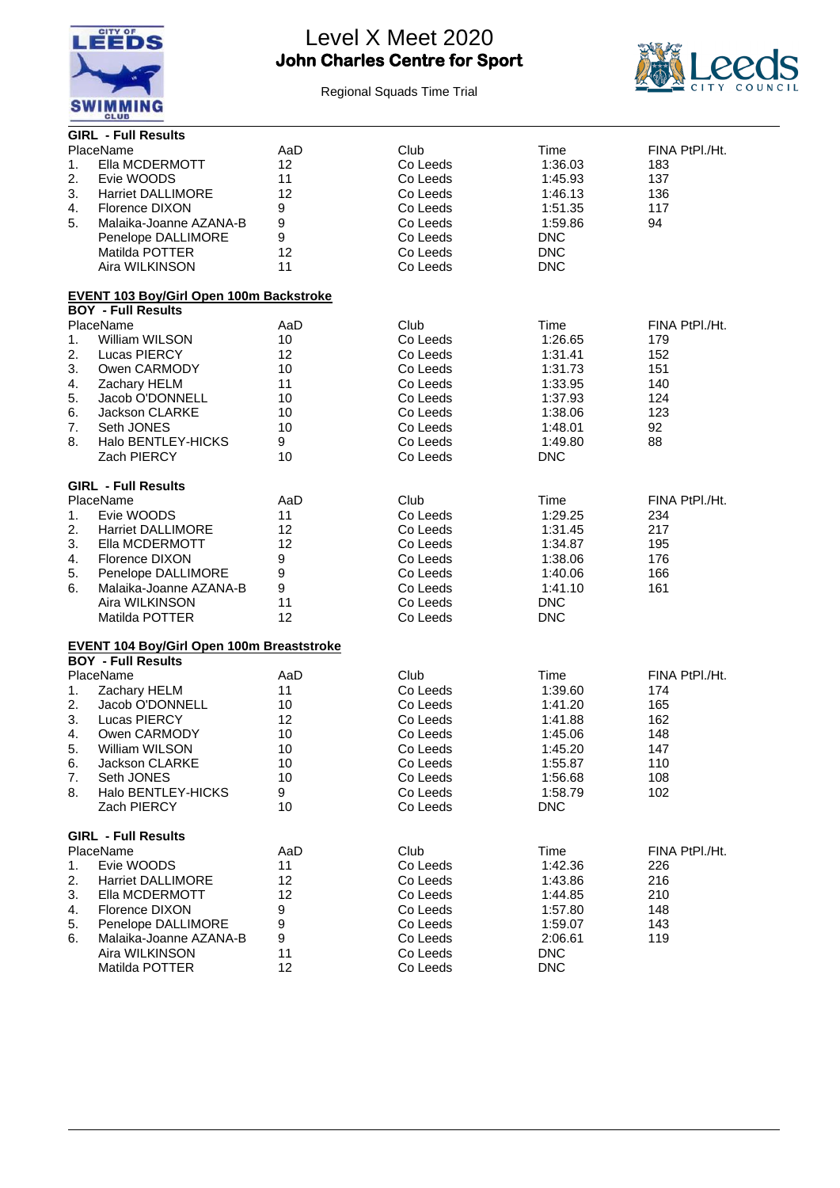**GIRL - Full Results**

| Place | Name | AaD | Club | Time | FINA PtPl./Ht. |
|---|---|---|---|---|---|
| 1. | Ella MCDERMOTT | 12 | Co Leeds | 1:36.03 | 183 |
| 2. | Evie WOODS | 11 | Co Leeds | 1:45.93 | 137 |
| 3. | Harriet DALLIMORE | 12 | Co Leeds | 1:46.13 | 136 |
| 4. | Florence DIXON | 9 | Co Leeds | 1:51.35 | 117 |
| 5. | Malaika-Joanne AZANA-B | 9 | Co Leeds | 1:59.86 | 94 |
| | Penelope DALLIMORE | 9 | Co Leeds | DNC | |
| | Matilda POTTER | 12 | Co Leeds | DNC | |
| | Aira WILKINSON | 11 | Co Leeds | DNC | |

## EVENT 103 Boy/Girl Open 100m Backstroke

**BOY - Full Results**

| Place | Name | AaD | Club | Time | FINA PtPl./Ht. |
|---|---|---|---|---|---|
| 1. | William WILSON | 10 | Co Leeds | 1:26.65 | 179 |
| 2. | Lucas PIERCY | 12 | Co Leeds | 1:31.41 | 152 |
| 3. | Owen CARMODY | 10 | Co Leeds | 1:31.73 | 151 |
| 4. | Zachary HELM | 11 | Co Leeds | 1:33.95 | 140 |
| 5. | Jacob O'DONNELL | 10 | Co Leeds | 1:37.93 | 124 |
| 6. | Jackson CLARKE | 10 | Co Leeds | 1:38.06 | 123 |
| 7. | Seth JONES | 10 | Co Leeds | 1:48.01 | 92 |
| 8. | Halo BENTLEY-HICKS | 9 | Co Leeds | 1:49.80 | 88 |
| | Zach PIERCY | 10 | Co Leeds | DNC | |

**GIRL - Full Results**

| Place | Name | AaD | Club | Time | FINA PtPl./Ht. |
|---|---|---|---|---|---|
| 1. | Evie WOODS | 11 | Co Leeds | 1:29.25 | 234 |
| 2. | Harriet DALLIMORE | 12 | Co Leeds | 1:31.45 | 217 |
| 3. | Ella MCDERMOTT | 12 | Co Leeds | 1:34.87 | 195 |
| 4. | Florence DIXON | 9 | Co Leeds | 1:38.06 | 176 |
| 5. | Penelope DALLIMORE | 9 | Co Leeds | 1:40.06 | 166 |
| 6. | Malaika-Joanne AZANA-B | 9 | Co Leeds | 1:41.10 | 161 |
| | Aira WILKINSON | 11 | Co Leeds | DNC | |
| | Matilda POTTER | 12 | Co Leeds | DNC | |

## EVENT 104 Boy/Girl Open 100m Breaststroke

**BOY - Full Results**

| Place | Name | AaD | Club | Time | FINA PtPl./Ht. |
|---|---|---|---|---|---|
| 1. | Zachary HELM | 11 | Co Leeds | 1:39.60 | 174 |
| 2. | Jacob O'DONNELL | 10 | Co Leeds | 1:41.20 | 165 |
| 3. | Lucas PIERCY | 12 | Co Leeds | 1:41.88 | 162 |
| 4. | Owen CARMODY | 10 | Co Leeds | 1:45.06 | 148 |
| 5. | William WILSON | 10 | Co Leeds | 1:45.20 | 147 |
| 6. | Jackson CLARKE | 10 | Co Leeds | 1:55.87 | 110 |
| 7. | Seth JONES | 10 | Co Leeds | 1:56.68 | 108 |
| 8. | Halo BENTLEY-HICKS | 9 | Co Leeds | 1:58.79 | 102 |
| | Zach PIERCY | 10 | Co Leeds | DNC | |

**GIRL - Full Results**

| Place | Name | AaD | Club | Time | FINA PtPl./Ht. |
|---|---|---|---|---|---|
| 1. | Evie WOODS | 11 | Co Leeds | 1:42.36 | 226 |
| 2. | Harriet DALLIMORE | 12 | Co Leeds | 1:43.86 | 216 |
| 3. | Ella MCDERMOTT | 12 | Co Leeds | 1:44.85 | 210 |
| 4. | Florence DIXON | 9 | Co Leeds | 1:57.80 | 148 |
| 5. | Penelope DALLIMORE | 9 | Co Leeds | 1:59.07 | 143 |
| 6. | Malaika-Joanne AZANA-B | 9 | Co Leeds | 2:06.61 | 119 |
| | Aira WILKINSON | 11 | Co Leeds | DNC | |
| | Matilda POTTER | 12 | Co Leeds | DNC | |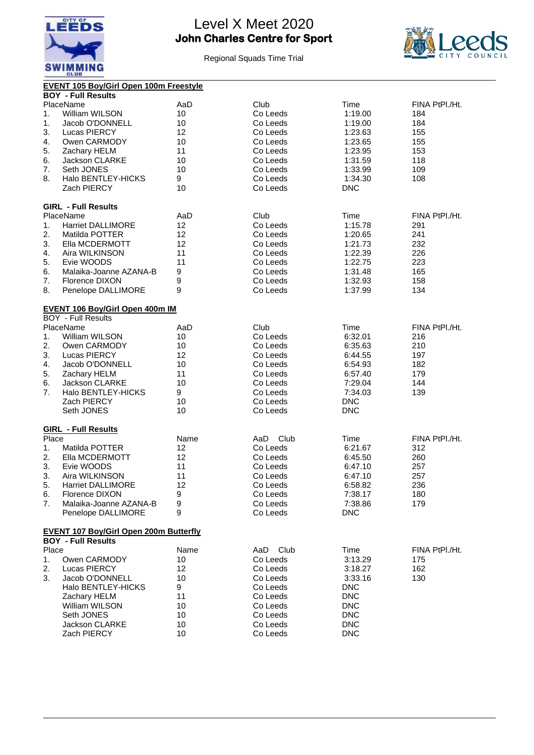# Level X Meet 2020

**John Charles Centre for Sport**

Regional Squads Time Trial

## EVENT 105 Boy/Girl Open 100m Freestyle

**BOY - Full Results**

| Place | Name | AaD | Club | Time | FINA PtPl./Ht. |
|---|---|---|---|---|---|
| 1. | William WILSON | 10 | Co Leeds | 1:19.00 | 184 |
| 1. | Jacob O'DONNELL | 10 | Co Leeds | 1:19.00 | 184 |
| 3. | Lucas PIERCY | 12 | Co Leeds | 1:23.63 | 155 |
| 4. | Owen CARMODY | 10 | Co Leeds | 1:23.65 | 155 |
| 5. | Zachary HELM | 11 | Co Leeds | 1:23.95 | 153 |
| 6. | Jackson CLARKE | 10 | Co Leeds | 1:31.59 | 118 |
| 7. | Seth JONES | 10 | Co Leeds | 1:33.99 | 109 |
| 8. | Halo BENTLEY-HICKS | 9 | Co Leeds | 1:34.30 | 108 |
| | Zach PIERCY | 10 | Co Leeds | DNC | |

**GIRL - Full Results**

| Place | Name | AaD | Club | Time | FINA PtPl./Ht. |
|---|---|---|---|---|---|
| 1. | Harriet DALLIMORE | 12 | Co Leeds | 1:15.78 | 291 |
| 2. | Matilda POTTER | 12 | Co Leeds | 1:20.65 | 241 |
| 3. | Ella MCDERMOTT | 12 | Co Leeds | 1:21.73 | 232 |
| 4. | Aira WILKINSON | 11 | Co Leeds | 1:22.39 | 226 |
| 5. | Evie WOODS | 11 | Co Leeds | 1:22.75 | 223 |
| 6. | Malaika-Joanne AZANA-B | 9 | Co Leeds | 1:31.48 | 165 |
| 7. | Florence DIXON | 9 | Co Leeds | 1:32.93 | 158 |
| 8. | Penelope DALLIMORE | 9 | Co Leeds | 1:37.99 | 134 |

## EVENT 106 Boy/Girl Open 400m IM

BOY - Full Results

| Place | Name | AaD | Club | Time | FINA PtPl./Ht. |
|---|---|---|---|---|---|
| 1. | William WILSON | 10 | Co Leeds | 6:32.01 | 216 |
| 2. | Owen CARMODY | 10 | Co Leeds | 6:35.63 | 210 |
| 3. | Lucas PIERCY | 12 | Co Leeds | 6:44.55 | 197 |
| 4. | Jacob O'DONNELL | 10 | Co Leeds | 6:54.93 | 182 |
| 5. | Zachary HELM | 11 | Co Leeds | 6:57.40 | 179 |
| 6. | Jackson CLARKE | 10 | Co Leeds | 7:29.04 | 144 |
| 7. | Halo BENTLEY-HICKS | 9 | Co Leeds | 7:34.03 | 139 |
| | Zach PIERCY | 10 | Co Leeds | DNC | |
| | Seth JONES | 10 | Co Leeds | DNC | |

**GIRL - Full Results**

| Place | Name | AaD | Club | Time | FINA PtPl./Ht. |
|---|---|---|---|---|---|
| 1. | Matilda POTTER | 12 | Co Leeds | 6:21.67 | 312 |
| 2. | Ella MCDERMOTT | 12 | Co Leeds | 6:45.50 | 260 |
| 3. | Evie WOODS | 11 | Co Leeds | 6:47.10 | 257 |
| 3. | Aira WILKINSON | 11 | Co Leeds | 6:47.10 | 257 |
| 5. | Harriet DALLIMORE | 12 | Co Leeds | 6:58.82 | 236 |
| 6. | Florence DIXON | 9 | Co Leeds | 7:38.17 | 180 |
| 7. | Malaika-Joanne AZANA-B | 9 | Co Leeds | 7:38.86 | 179 |
| | Penelope DALLIMORE | 9 | Co Leeds | DNC | |

## EVENT 107 Boy/Girl Open 200m Butterfly

**BOY - Full Results**

| Place | Name | AaD | Club | Time | FINA PtPl./Ht. |
|---|---|---|---|---|---|
| 1. | Owen CARMODY | 10 | Co Leeds | 3:13.29 | 175 |
| 2. | Lucas PIERCY | 12 | Co Leeds | 3:18.27 | 162 |
| 3. | Jacob O'DONNELL | 10 | Co Leeds | 3:33.16 | 130 |
| | Halo BENTLEY-HICKS | 9 | Co Leeds | DNC | |
| | Zachary HELM | 11 | Co Leeds | DNC | |
| | William WILSON | 10 | Co Leeds | DNC | |
| | Seth JONES | 10 | Co Leeds | DNC | |
| | Jackson CLARKE | 10 | Co Leeds | DNC | |
| | Zach PIERCY | 10 | Co Leeds | DNC | |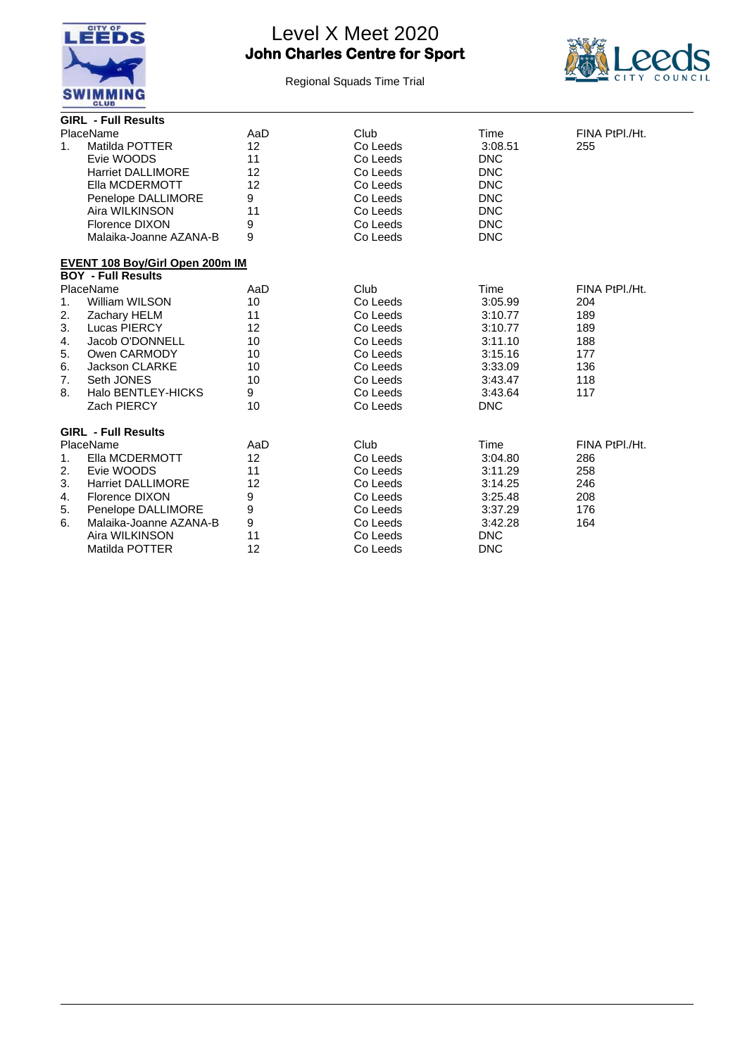**GIRL - Full Results**

| Place | Name | AaD | Club | Time | FINA Pt |
|---|---|---|---|---|---|
| 1. | Matilda POTTER | 12 | Co Leeds | 3:08.51 | 255 |
| | Evie WOODS | 11 | Co Leeds | DNC | |
| | Harriet DALLIMORE | 12 | Co Leeds | DNC | |
| | Ella MCDERMOTT | 12 | Co Leeds | DNC | |
| | Penelope DALLIMORE | 9 | Co Leeds | DNC | |
| | Aira WILKINSON | 11 | Co Leeds | DNC | |
| | Florence DIXON | 9 | Co Leeds | DNC | |
| | Malaika-Joanne AZANA-B | 9 | Co Leeds | DNC | |

## EVENT 108 Boy/Girl Open 200m IM

**BOY - Full Results**

| Place | Name | AaD | Club | Time | FINA Pt |
|---|---|---|---|---|---|
| 1. | William WILSON | 10 | Co Leeds | 3:05.99 | 204 |
| 2. | Zachary HELM | 11 | Co Leeds | 3:10.77 | 189 |
| 3. | Lucas PIERCY | 12 | Co Leeds | 3:10.77 | 189 |
| 4. | Jacob O'DONNELL | 10 | Co Leeds | 3:11.10 | 188 |
| 5. | Owen CARMODY | 10 | Co Leeds | 3:15.16 | 177 |
| 6. | Jackson CLARKE | 10 | Co Leeds | 3:33.09 | 136 |
| 7. | Seth JONES | 10 | Co Leeds | 3:43.47 | 118 |
| 8. | Halo BENTLEY-HICKS | 9 | Co Leeds | 3:43.64 | 117 |
| | Zach PIERCY | 10 | Co Leeds | DNC | |

**GIRL - Full Results**

| Place | Name | AaD | Club | Time | FINA Pt |
|---|---|---|---|---|---|
| 1. | Ella MCDERMOTT | 12 | Co Leeds | 3:04.80 | 286 |
| 2. | Evie WOODS | 11 | Co Leeds | 3:11.29 | 258 |
| 3. | Harriet DALLIMORE | 12 | Co Leeds | 3:14.25 | 246 |
| 4. | Florence DIXON | 9 | Co Leeds | 3:25.48 | 208 |
| 5. | Penelope DALLIMORE | 9 | Co Leeds | 3:37.29 | 176 |
| 6. | Malaika-Joanne AZANA-B | 9 | Co Leeds | 3:42.28 | 164 |
| | Aira WILKINSON | 11 | Co Leeds | DNC | |
| | Matilda POTTER | 12 | Co Leeds | DNC | |